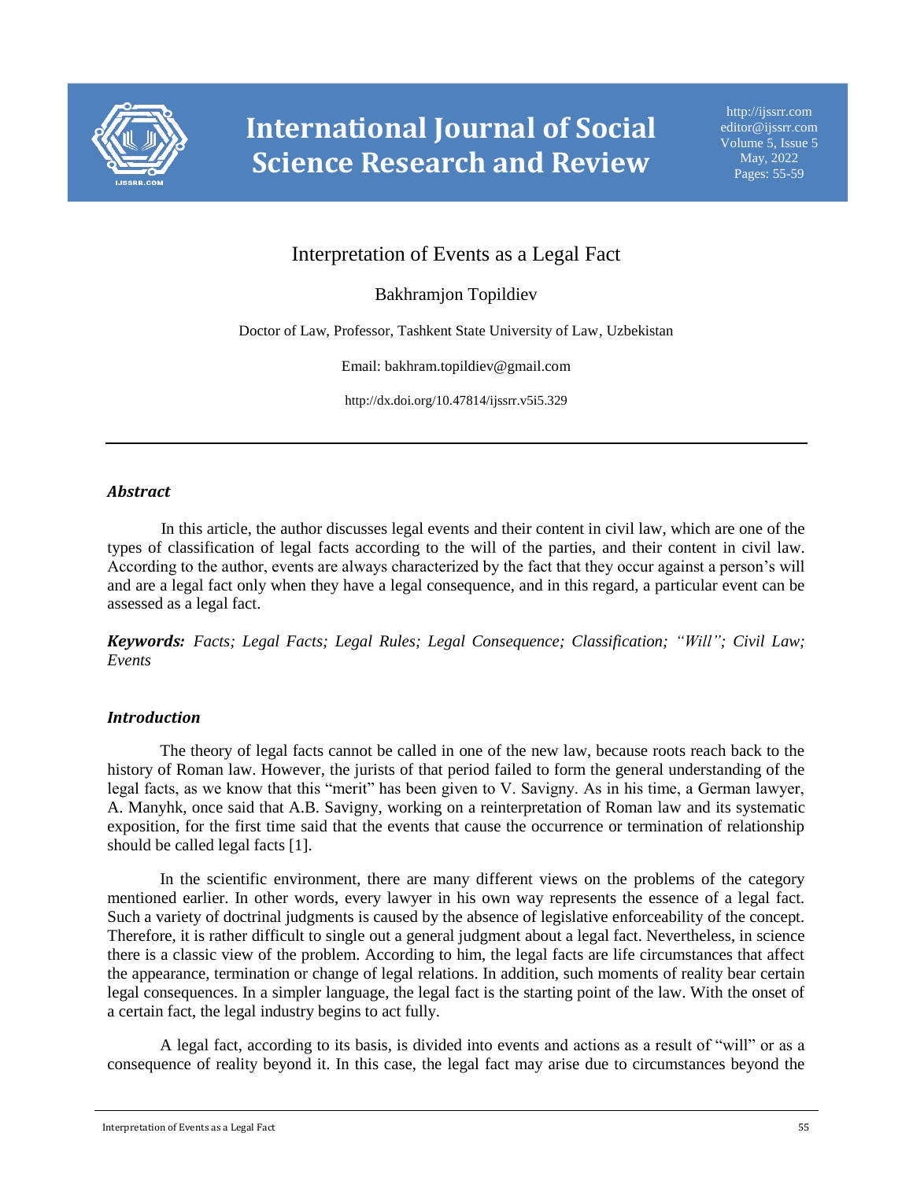# Interpretation of Events as a Legal Fact

Bakhramjon Topildiev

Doctor of Law, Professor, Tashkent State University of Law, Uzbekistan

Email: bakhram.topildiev@gmail.com

http://dx.doi.org/10.47814/ijssrr.v5i5.329

---

## *Abstract*

In this article, the author discusses legal events and their content in civil law, which are one of the types of classification of legal facts according to the will of the parties, and their content in civil law. According to the author, events are always characterized by the fact that they occur against a person's will and are a legal fact only when they have a legal consequence, and in this regard, a particular event can be assessed as a legal fact.

***Keywords:*** *Facts; Legal Facts; Legal Rules; Legal Consequence; Classification; "Will"; Civil Law; Events*

## *Introduction*

The theory of legal facts cannot be called in one of the new law, because roots reach back to the history of Roman law. However, the jurists of that period failed to form the general understanding of the legal facts, as we know that this "merit" has been given to V. Savigny. As in his time, a German lawyer, A. Manyhk, once said that A.B. Savigny, working on a reinterpretation of Roman law and its systematic exposition, for the first time said that the events that cause the occurrence or termination of relationship should be called legal facts [1].

In the scientific environment, there are many different views on the problems of the category mentioned earlier. In other words, every lawyer in his own way represents the essence of a legal fact. Such a variety of doctrinal judgments is caused by the absence of legislative enforceability of the concept. Therefore, it is rather difficult to single out a general judgment about a legal fact. Nevertheless, in science there is a classic view of the problem. According to him, the legal facts are life circumstances that affect the appearance, termination or change of legal relations. In addition, such moments of reality bear certain legal consequences. In a simpler language, the legal fact is the starting point of the law. With the onset of a certain fact, the legal industry begins to act fully.

A legal fact, according to its basis, is divided into events and actions as a result of "will" or as a consequence of reality beyond it. In this case, the legal fact may arise due to circumstances beyond the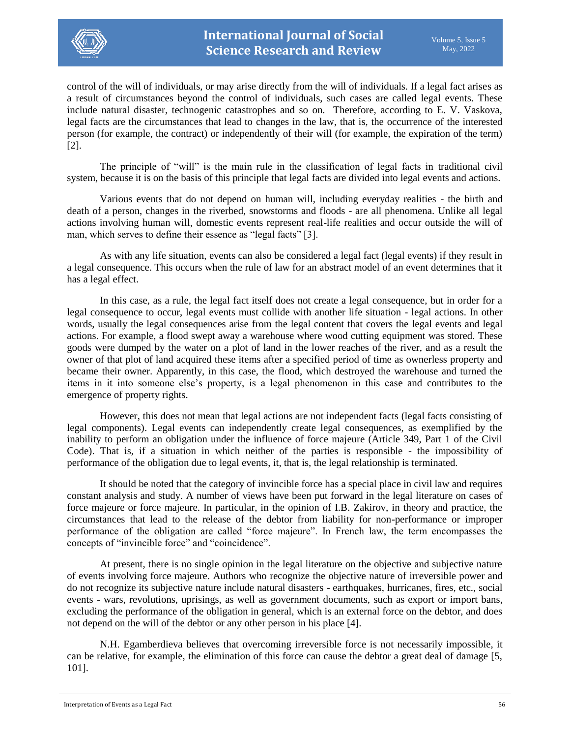control of the will of individuals, or may arise directly from the will of individuals. If a legal fact arises as a result of circumstances beyond the control of individuals, such cases are called legal events. These include natural disaster, technogenic catastrophes and so on. Therefore, according to E. V. Vaskova, legal facts are the circumstances that lead to changes in the law, that is, the occurrence of the interested person (for example, the contract) or independently of their will (for example, the expiration of the term) [2].

The principle of "will" is the main rule in the classification of legal facts in traditional civil system, because it is on the basis of this principle that legal facts are divided into legal events and actions.

Various events that do not depend on human will, including everyday realities - the birth and death of a person, changes in the riverbed, snowstorms and floods - are all phenomena. Unlike all legal actions involving human will, domestic events represent real-life realities and occur outside the will of man, which serves to define their essence as "legal facts" [3].

As with any life situation, events can also be considered a legal fact (legal events) if they result in a legal consequence. This occurs when the rule of law for an abstract model of an event determines that it has a legal effect.

In this case, as a rule, the legal fact itself does not create a legal consequence, but in order for a legal consequence to occur, legal events must collide with another life situation - legal actions. In other words, usually the legal consequences arise from the legal content that covers the legal events and legal actions. For example, a flood swept away a warehouse where wood cutting equipment was stored. These goods were dumped by the water on a plot of land in the lower reaches of the river, and as a result the owner of that plot of land acquired these items after a specified period of time as ownerless property and became their owner. Apparently, in this case, the flood, which destroyed the warehouse and turned the items in it into someone else's property, is a legal phenomenon in this case and contributes to the emergence of property rights.

However, this does not mean that legal actions are not independent facts (legal facts consisting of legal components). Legal events can independently create legal consequences, as exemplified by the inability to perform an obligation under the influence of force majeure (Article 349, Part 1 of the Civil Code). That is, if a situation in which neither of the parties is responsible - the impossibility of performance of the obligation due to legal events, it, that is, the legal relationship is terminated.

It should be noted that the category of invincible force has a special place in civil law and requires constant analysis and study. A number of views have been put forward in the legal literature on cases of force majeure or force majeure. In particular, in the opinion of I.B. Zakirov, in theory and practice, the circumstances that lead to the release of the debtor from liability for non-performance or improper performance of the obligation are called "force majeure". In French law, the term encompasses the concepts of "invincible force" and "coincidence".

At present, there is no single opinion in the legal literature on the objective and subjective nature of events involving force majeure. Authors who recognize the objective nature of irreversible power and do not recognize its subjective nature include natural disasters - earthquakes, hurricanes, fires, etc., social events - wars, revolutions, uprisings, as well as government documents, such as export or import bans, excluding the performance of the obligation in general, which is an external force on the debtor, and does not depend on the will of the debtor or any other person in his place [4].

N.H. Egamberdieva believes that overcoming irreversible force is not necessarily impossible, it can be relative, for example, the elimination of this force can cause the debtor a great deal of damage [5, 101].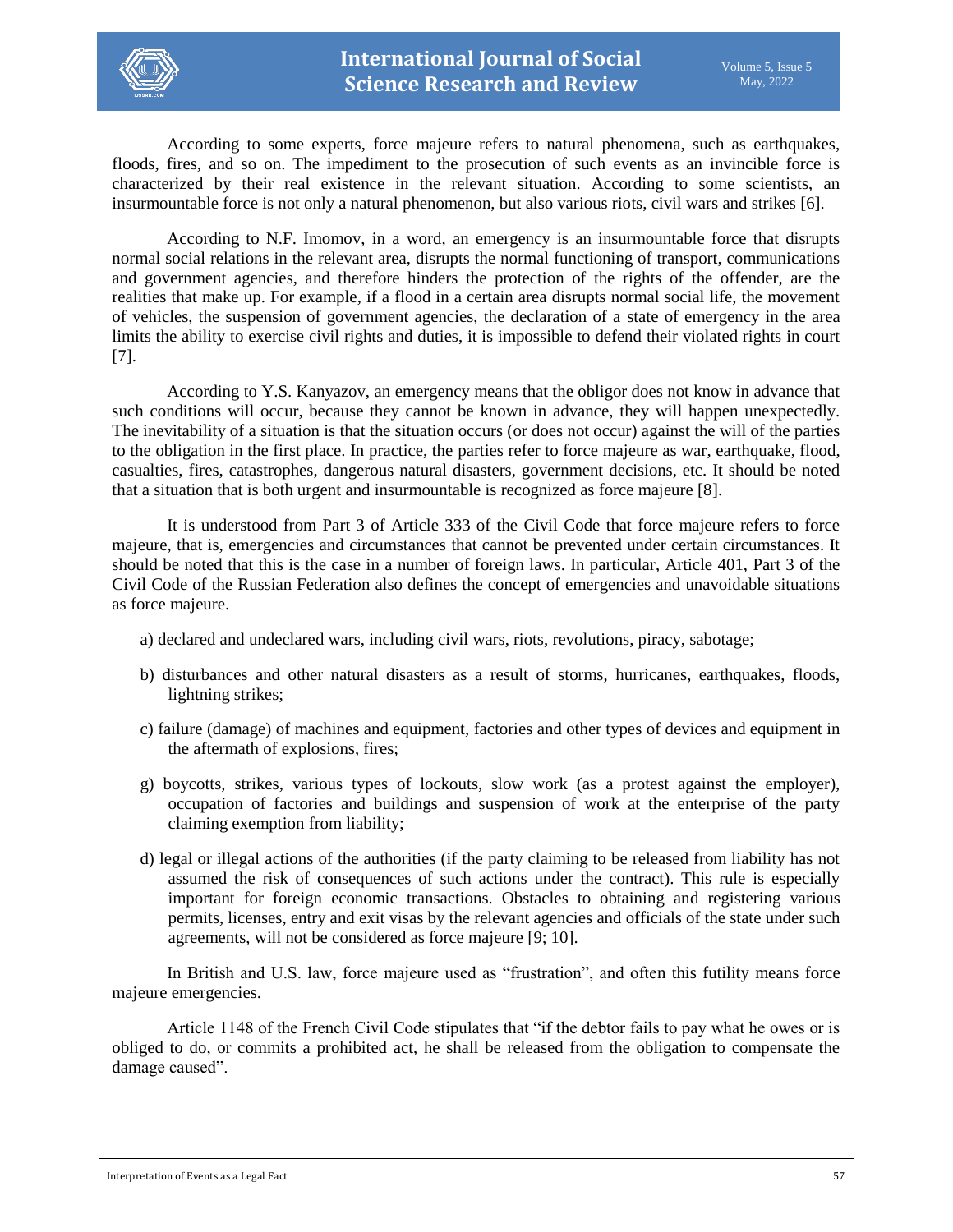According to some experts, force majeure refers to natural phenomena, such as earthquakes, floods, fires, and so on. The impediment to the prosecution of such events as an invincible force is characterized by their real existence in the relevant situation. According to some scientists, an insurmountable force is not only a natural phenomenon, but also various riots, civil wars and strikes [6].

According to N.F. Imomov, in a word, an emergency is an insurmountable force that disrupts normal social relations in the relevant area, disrupts the normal functioning of transport, communications and government agencies, and therefore hinders the protection of the rights of the offender, are the realities that make up. For example, if a flood in a certain area disrupts normal social life, the movement of vehicles, the suspension of government agencies, the declaration of a state of emergency in the area limits the ability to exercise civil rights and duties, it is impossible to defend their violated rights in court [7].

According to Y.S. Kanyazov, an emergency means that the obligor does not know in advance that such conditions will occur, because they cannot be known in advance, they will happen unexpectedly. The inevitability of a situation is that the situation occurs (or does not occur) against the will of the parties to the obligation in the first place. In practice, the parties refer to force majeure as war, earthquake, flood, casualties, fires, catastrophes, dangerous natural disasters, government decisions, etc. It should be noted that a situation that is both urgent and insurmountable is recognized as force majeure [8].

It is understood from Part 3 of Article 333 of the Civil Code that force majeure refers to force majeure, that is, emergencies and circumstances that cannot be prevented under certain circumstances. It should be noted that this is the case in a number of foreign laws. In particular, Article 401, Part 3 of the Civil Code of the Russian Federation also defines the concept of emergencies and unavoidable situations as force majeure.

a) declared and undeclared wars, including civil wars, riots, revolutions, piracy, sabotage;

b) disturbances and other natural disasters as a result of storms, hurricanes, earthquakes, floods, lightning strikes;

c) failure (damage) of machines and equipment, factories and other types of devices and equipment in the aftermath of explosions, fires;

g) boycotts, strikes, various types of lockouts, slow work (as a protest against the employer), occupation of factories and buildings and suspension of work at the enterprise of the party claiming exemption from liability;

d) legal or illegal actions of the authorities (if the party claiming to be released from liability has not assumed the risk of consequences of such actions under the contract). This rule is especially important for foreign economic transactions. Obstacles to obtaining and registering various permits, licenses, entry and exit visas by the relevant agencies and officials of the state under such agreements, will not be considered as force majeure [9; 10].

In British and U.S. law, force majeure used as "frustration", and often this futility means force majeure emergencies.

Article 1148 of the French Civil Code stipulates that "if the debtor fails to pay what he owes or is obliged to do, or commits a prohibited act, he shall be released from the obligation to compensate the damage caused".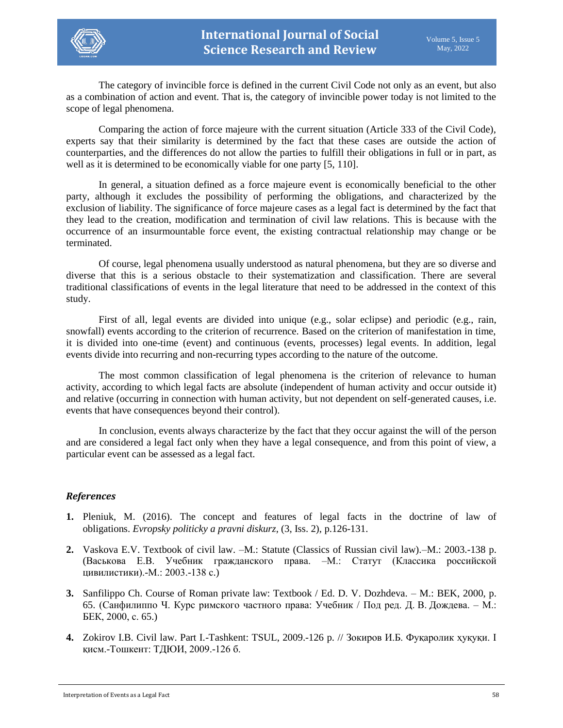The category of invincible force is defined in the current Civil Code not only as an event, but also as a combination of action and event. That is, the category of invincible power today is not limited to the scope of legal phenomena.

Comparing the action of force majeure with the current situation (Article 333 of the Civil Code), experts say that their similarity is determined by the fact that these cases are outside the action of counterparties, and the differences do not allow the parties to fulfill their obligations in full or in part, as well as it is determined to be economically viable for one party [5, 110].

In general, a situation defined as a force majeure event is economically beneficial to the other party, although it excludes the possibility of performing the obligations, and characterized by the exclusion of liability. The significance of force majeure cases as a legal fact is determined by the fact that they lead to the creation, modification and termination of civil law relations. This is because with the occurrence of an insurmountable force event, the existing contractual relationship may change or be terminated.

Of course, legal phenomena usually understood as natural phenomena, but they are so diverse and diverse that this is a serious obstacle to their systematization and classification. There are several traditional classifications of events in the legal literature that need to be addressed in the context of this study.

First of all, legal events are divided into unique (e.g., solar eclipse) and periodic (e.g., rain, snowfall) events according to the criterion of recurrence. Based on the criterion of manifestation in time, it is divided into one-time (event) and continuous (events, processes) legal events. In addition, legal events divide into recurring and non-recurring types according to the nature of the outcome.

The most common classification of legal phenomena is the criterion of relevance to human activity, according to which legal facts are absolute (independent of human activity and occur outside it) and relative (occurring in connection with human activity, but not dependent on self-generated causes, i.e. events that have consequences beyond their control).

In conclusion, events always characterize by the fact that they occur against the will of the person and are considered a legal fact only when they have a legal consequence, and from this point of view, a particular event can be assessed as a legal fact.

## *References*

1. Pleniuk, M. (2016). The concept and features of legal facts in the doctrine of law of obligations. *Evropsky politicky a pravni diskurz*, (3, Iss. 2), p.126-131.
2. Vaskova E.V. Textbook of civil law. –M.: Statute (Classics of Russian civil law).–M.: 2003.-138 p. (Васькова Е.В. Учебник гражданского права. –М.: Статут (Классика российской цивилистики).-М.: 2003.-138 с.)
3. Sanfilippo Ch. Course of Roman private law: Textbook / Ed. D. V. Dozhdeva. – M.: BEK, 2000, p. 65. (Санфилиппо Ч. Курс римского частного права: Учебник / Под ред. Д. В. Дождева. – М.: БЕК, 2000, с. 65.)
4. Zokirov I.B. Civil law. Part I.-Tashkent: TSUL, 2009.-126 p. // Зокиров И.Б. Фуқаролик ҳуқуқи. I қисм.-Тошкент: ТДЮИ, 2009.-126 б.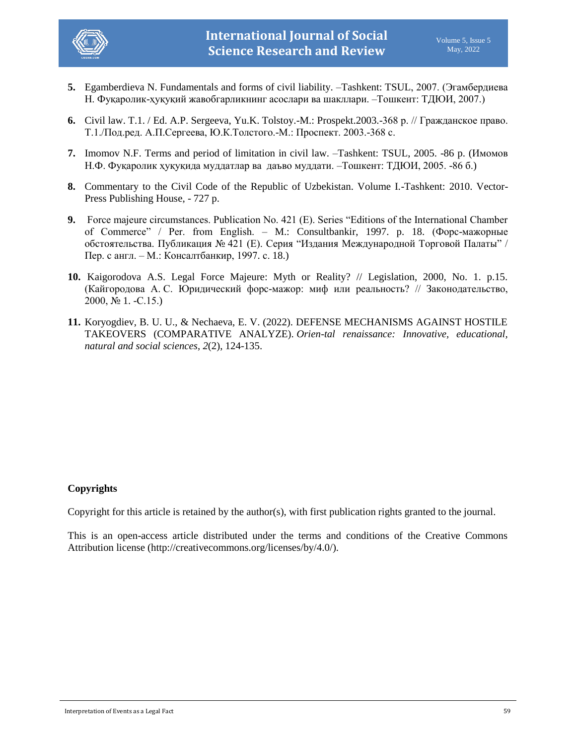5. Egamberdieva N. Fundamentals and forms of civil liability. –Tashkent: TSUL, 2007. (Эгамбердиева Н. Фуқаролик-ҳуқуқий жавобгарликнинг асослари ва шакллари. –Тошкент: ТДЮИ, 2007.)

6. Civil law. T.1. / Ed. A.P. Sergeeva, Yu.K. Tolstoy.-M.: Prospekt.2003.-368 p. // Гражданское право. Т.1./Под.ред. А.П.Сергеева, Ю.К.Толстого.-М.: Проспект. 2003.-368 с.

7. Imomov N.F. Terms and period of limitation in civil law. –Tashkent: TSUL, 2005. -86 p. (Имомов Н.Ф. Фуқаролик ҳуқуқида муддатлар ва даъво муддати. –Тошкент: ТДЮИ, 2005. -86 б.)

8. Commentary to the Civil Code of the Republic of Uzbekistan. Volume I.-Tashkent: 2010. Vector-Press Publishing House, - 727 p.

9. Force majeure circumstances. Publication No. 421 (E). Series “Editions of the International Chamber of Commerce” / Per. from English. – M.: Consultbankir, 1997. p. 18. (Форс-мажорные обстоятельства. Публикация № 421 (Е). Серия “Издания Международной Торговой Палаты” / Пер. с англ. – М.: Консалтбанкир, 1997. с. 18.)

10. Kaigorodova A.S. Legal Force Majeure: Myth or Reality? // Legislation, 2000, No. 1. p.15. (Кайгородова А. С. Юридический форс-мажор: миф или реальность? // Законодательство, 2000, № 1. -С.15.)

11. Koryogdiev, B. U. U., & Nechaeva, E. V. (2022). DEFENSE MECHANISMS AGAINST HOSTILE TAKEOVERS (COMPARATIVE ANALYZE). *Orien-tal renaissance: Innovative, educational, natural and social sciences*, *2*(2), 124-135.

**Copyrights**

Copyright for this article is retained by the author(s), with first publication rights granted to the journal.

This is an open-access article distributed under the terms and conditions of the Creative Commons Attribution license (http://creativecommons.org/licenses/by/4.0/).